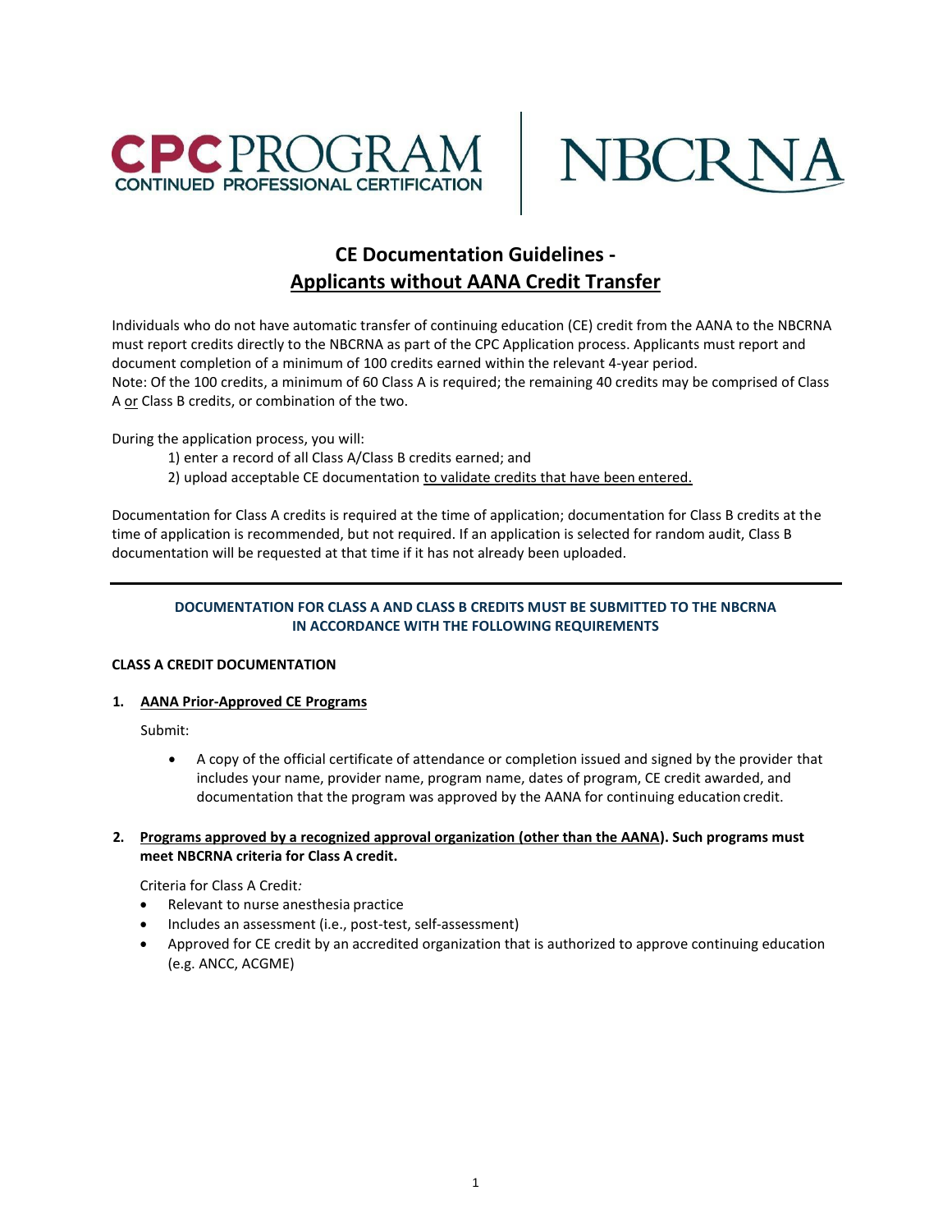# CE Documentation Guidelines - Applicants without AANA Credit Transfer

Individuals who do not have automatic transfer of continuing education (CE) credit from the AANA to the NBCRNA must report credits directly to the NBCRNA as part of the CPC Application process. Applicants must report and document completion of a minimum of 100 credits earned within the relevant 4-year period.
Note: Of the 100 credits, a minimum of 60 Class A is required; the remaining 40 credits may be comprised of Class A or Class B credits, or combination of the two.

During the application process, you will:

1) enter a record of all Class A/Class B credits earned; and
2) upload acceptable CE documentation to validate credits that have been entered.

Documentation for Class A credits is required at the time of application; documentation for Class B credits at the time of application is recommended, but not required. If an application is selected for random audit, Class B documentation will be requested at that time if it has not already been uploaded.

---

**DOCUMENTATION FOR CLASS A AND CLASS B CREDITS MUST BE SUBMITTED TO THE NBCRNA IN ACCORDANCE WITH THE FOLLOWING REQUIREMENTS**

## CLASS A CREDIT DOCUMENTATION

### 1. AANA Prior-Approved CE Programs

Submit:

- A copy of the official certificate of attendance or completion issued and signed by the provider that includes your name, provider name, program name, dates of program, CE credit awarded, and documentation that the program was approved by the AANA for continuing education credit.

### 2. Programs approved by a recognized approval organization (other than the AANA). Such programs must meet NBCRNA criteria for Class A credit.

Criteria for Class A Credit:

- Relevant to nurse anesthesia practice
- Includes an assessment (i.e., post-test, self-assessment)
- Approved for CE credit by an accredited organization that is authorized to approve continuing education (e.g. ANCC, ACGME)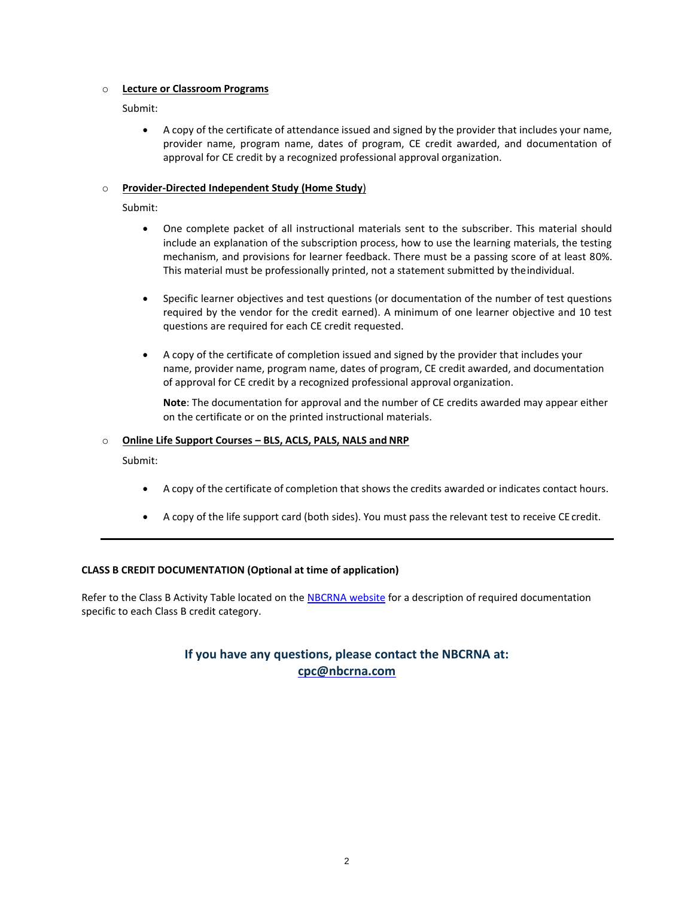- **Lecture or Classroom Programs**

  Submit:

  - A copy of the certificate of attendance issued and signed by the provider that includes your name, provider name, program name, dates of program, CE credit awarded, and documentation of approval for CE credit by a recognized professional approval organization.

- **Provider-Directed Independent Study (Home Study)**

  Submit:

  - One complete packet of all instructional materials sent to the subscriber. This material should include an explanation of the subscription process, how to use the learning materials, the testing mechanism, and provisions for learner feedback. There must be a passing score of at least 80%. This material must be professionally printed, not a statement submitted by the individual.

  - Specific learner objectives and test questions (or documentation of the number of test questions required by the vendor for the credit earned). A minimum of one learner objective and 10 test questions are required for each CE credit requested.

  - A copy of the certificate of completion issued and signed by the provider that includes your name, provider name, program name, dates of program, CE credit awarded, and documentation of approval for CE credit by a recognized professional approval organization.

    **Note**: The documentation for approval and the number of CE credits awarded may appear either on the certificate or on the printed instructional materials.

- **Online Life Support Courses – BLS, ACLS, PALS, NALS and NRP**

  Submit:

  - A copy of the certificate of completion that shows the credits awarded or indicates contact hours.

  - A copy of the life support card (both sides). You must pass the relevant test to receive CE credit.

---

**CLASS B CREDIT DOCUMENTATION (Optional at time of application)**

Refer to the Class B Activity Table located on the NBCRNA website for a description of required documentation specific to each Class B credit category.

## If you have any questions, please contact the NBCRNA at: cpc@nbcrna.com